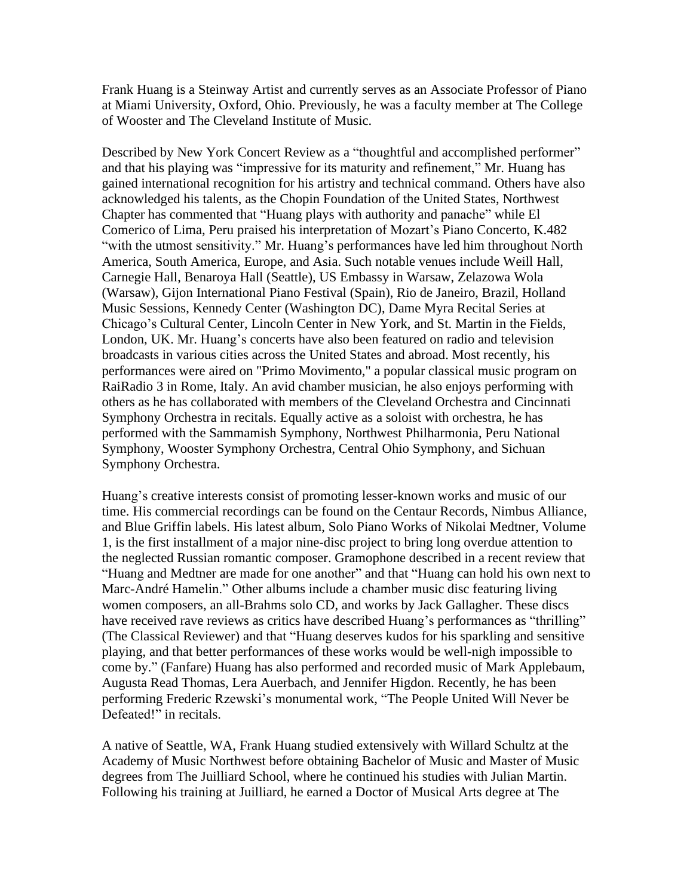Frank Huang is a Steinway Artist and currently serves as an Associate Professor of Piano at Miami University, Oxford, Ohio. Previously, he was a faculty member at The College of Wooster and The Cleveland Institute of Music.

Described by New York Concert Review as a "thoughtful and accomplished performer" and that his playing was "impressive for its maturity and refinement," Mr. Huang has gained international recognition for his artistry and technical command. Others have also acknowledged his talents, as the Chopin Foundation of the United States, Northwest Chapter has commented that "Huang plays with authority and panache" while El Comerico of Lima, Peru praised his interpretation of Mozart's Piano Concerto, K.482 "with the utmost sensitivity." Mr. Huang's performances have led him throughout North America, South America, Europe, and Asia. Such notable venues include Weill Hall, Carnegie Hall, Benaroya Hall (Seattle), US Embassy in Warsaw, Zelazowa Wola (Warsaw), Gijon International Piano Festival (Spain), Rio de Janeiro, Brazil, Holland Music Sessions, Kennedy Center (Washington DC), Dame Myra Recital Series at Chicago's Cultural Center, Lincoln Center in New York, and St. Martin in the Fields, London, UK. Mr. Huang's concerts have also been featured on radio and television broadcasts in various cities across the United States and abroad. Most recently, his performances were aired on "Primo Movimento," a popular classical music program on RaiRadio 3 in Rome, Italy. An avid chamber musician, he also enjoys performing with others as he has collaborated with members of the Cleveland Orchestra and Cincinnati Symphony Orchestra in recitals. Equally active as a soloist with orchestra, he has performed with the Sammamish Symphony, Northwest Philharmonia, Peru National Symphony, Wooster Symphony Orchestra, Central Ohio Symphony, and Sichuan Symphony Orchestra.

Huang's creative interests consist of promoting lesser-known works and music of our time. His commercial recordings can be found on the Centaur Records, Nimbus Alliance, and Blue Griffin labels. His latest album, Solo Piano Works of Nikolai Medtner, Volume 1, is the first installment of a major nine-disc project to bring long overdue attention to the neglected Russian romantic composer. Gramophone described in a recent review that "Huang and Medtner are made for one another" and that "Huang can hold his own next to Marc-André Hamelin." Other albums include a chamber music disc featuring living women composers, an all-Brahms solo CD, and works by Jack Gallagher. These discs have received rave reviews as critics have described Huang's performances as "thrilling" (The Classical Reviewer) and that "Huang deserves kudos for his sparkling and sensitive playing, and that better performances of these works would be well-nigh impossible to come by." (Fanfare) Huang has also performed and recorded music of Mark Applebaum, Augusta Read Thomas, Lera Auerbach, and Jennifer Higdon. Recently, he has been performing Frederic Rzewski's monumental work, "The People United Will Never be Defeated!" in recitals.

A native of Seattle, WA, Frank Huang studied extensively with Willard Schultz at the Academy of Music Northwest before obtaining Bachelor of Music and Master of Music degrees from The Juilliard School, where he continued his studies with Julian Martin. Following his training at Juilliard, he earned a Doctor of Musical Arts degree at The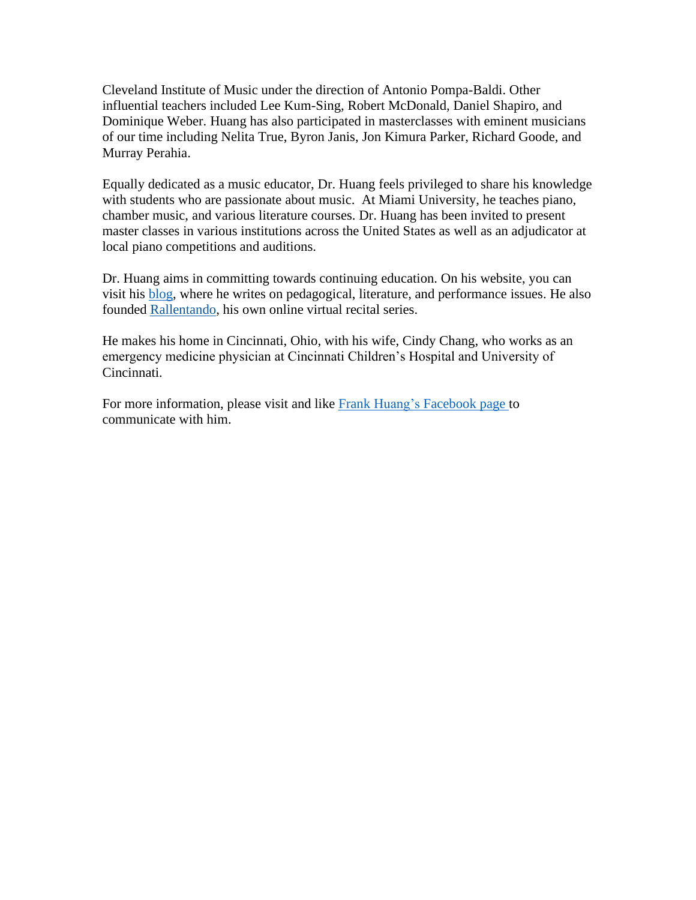Cleveland Institute of Music under the direction of Antonio Pompa-Baldi. Other influential teachers included Lee Kum-Sing, Robert McDonald, Daniel Shapiro, and Dominique Weber. Huang has also participated in masterclasses with eminent musicians of our time including Nelita True, Byron Janis, Jon Kimura Parker, Richard Goode, and Murray Perahia.

Equally dedicated as a music educator, Dr. Huang feels privileged to share his knowledge with students who are passionate about music. At Miami University, he teaches piano, chamber music, and various literature courses. Dr. Huang has been invited to present master classes in various institutions across the United States as well as an adjudicator at local piano competitions and auditions.

Dr. Huang aims in committing towards continuing education. On his website, you can visit his blog, where he writes on pedagogical, literature, and performance issues. He also founded Rallentando, his own online virtual recital series.

He makes his home in Cincinnati, Ohio, with his wife, Cindy Chang, who works as an emergency medicine physician at Cincinnati Children's Hospital and University of Cincinnati.

For more information, please visit and like Frank Huang's Facebook page to communicate with him.